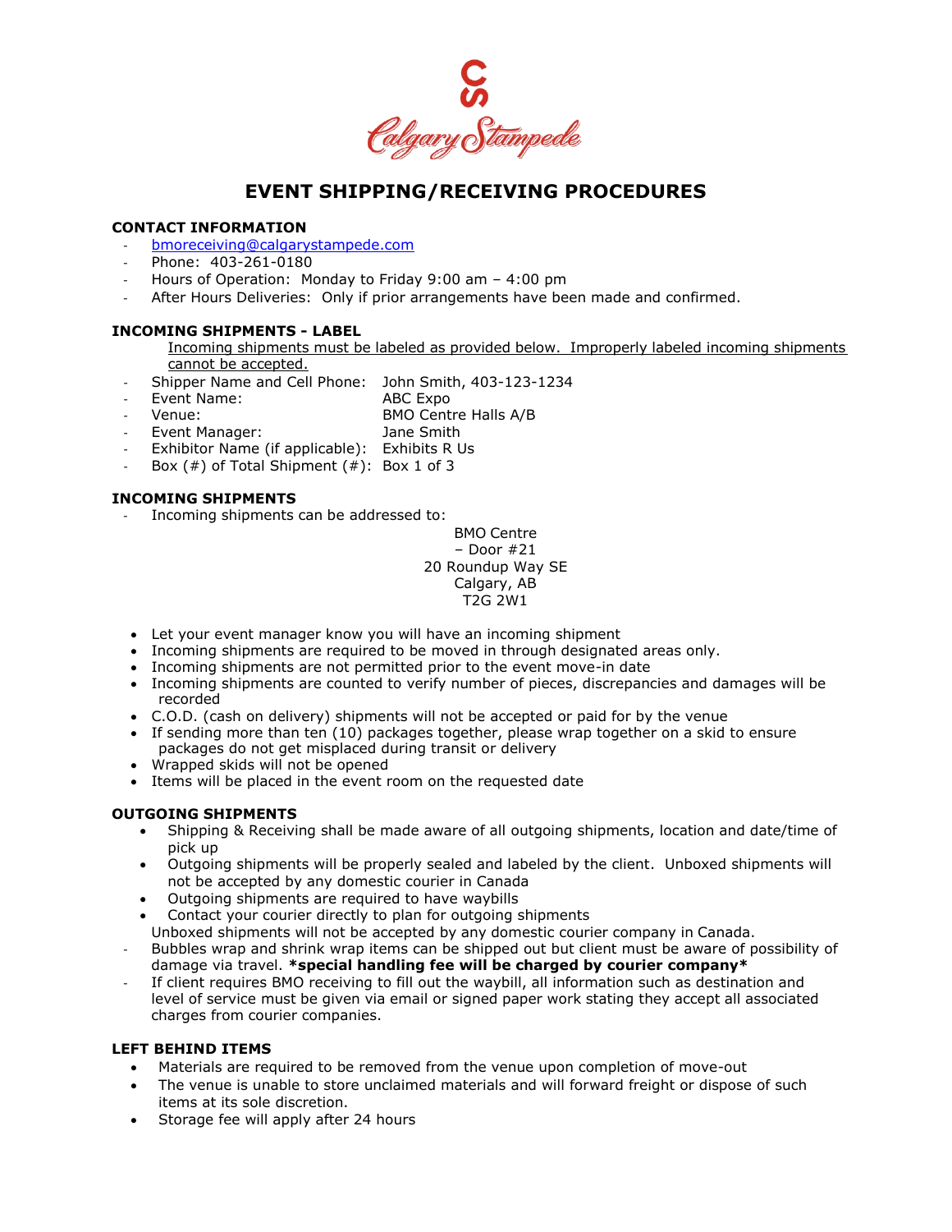Calgary Stampede

# EVENT SHIPPING/RECEIVING PROCEDURES

## CONTACT INFORMATION

- bmoreceiving@calgarystampede.com
- Phone: 403-261-0180
- Hours of Operation: Monday to Friday 9:00 am – 4:00 pm
- After Hours Deliveries: Only if prior arrangements have been made and confirmed.

## INCOMING SHIPMENTS - LABEL

Incoming shipments must be labeled as provided below. Improperly labeled incoming shipments cannot be accepted.

- Shipper Name and Cell Phone: John Smith, 403-123-1234
- Event Name: ABC Expo
- Venue: BMO Centre Halls A/B
- Event Manager: Jane Smith
- Exhibitor Name (if applicable): Exhibits R Us
- Box (#) of Total Shipment (#): Box 1 of 3

## INCOMING SHIPMENTS

- Incoming shipments can be addressed to:

BMO Centre
– Door #21
20 Roundup Way SE
Calgary, AB
T2G 2W1

- Let your event manager know you will have an incoming shipment
- Incoming shipments are required to be moved in through designated areas only.
- Incoming shipments are not permitted prior to the event move-in date
- Incoming shipments are counted to verify number of pieces, discrepancies and damages will be recorded
- C.O.D. (cash on delivery) shipments will not be accepted or paid for by the venue
- If sending more than ten (10) packages together, please wrap together on a skid to ensure packages do not get misplaced during transit or delivery
- Wrapped skids will not be opened
- Items will be placed in the event room on the requested date

## OUTGOING SHIPMENTS

- Shipping & Receiving shall be made aware of all outgoing shipments, location and date/time of pick up
- Outgoing shipments will be properly sealed and labeled by the client. Unboxed shipments will not be accepted by any domestic courier in Canada
- Outgoing shipments are required to have waybills
- Contact your courier directly to plan for outgoing shipments

Unboxed shipments will not be accepted by any domestic courier company in Canada.

- Bubbles wrap and shrink wrap items can be shipped out but client must be aware of possibility of damage via travel. ***special handling fee will be charged by courier company***
- If client requires BMO receiving to fill out the waybill, all information such as destination and level of service must be given via email or signed paper work stating they accept all associated charges from courier companies.

## LEFT BEHIND ITEMS

- Materials are required to be removed from the venue upon completion of move-out
- The venue is unable to store unclaimed materials and will forward freight or dispose of such items at its sole discretion.
- Storage fee will apply after 24 hours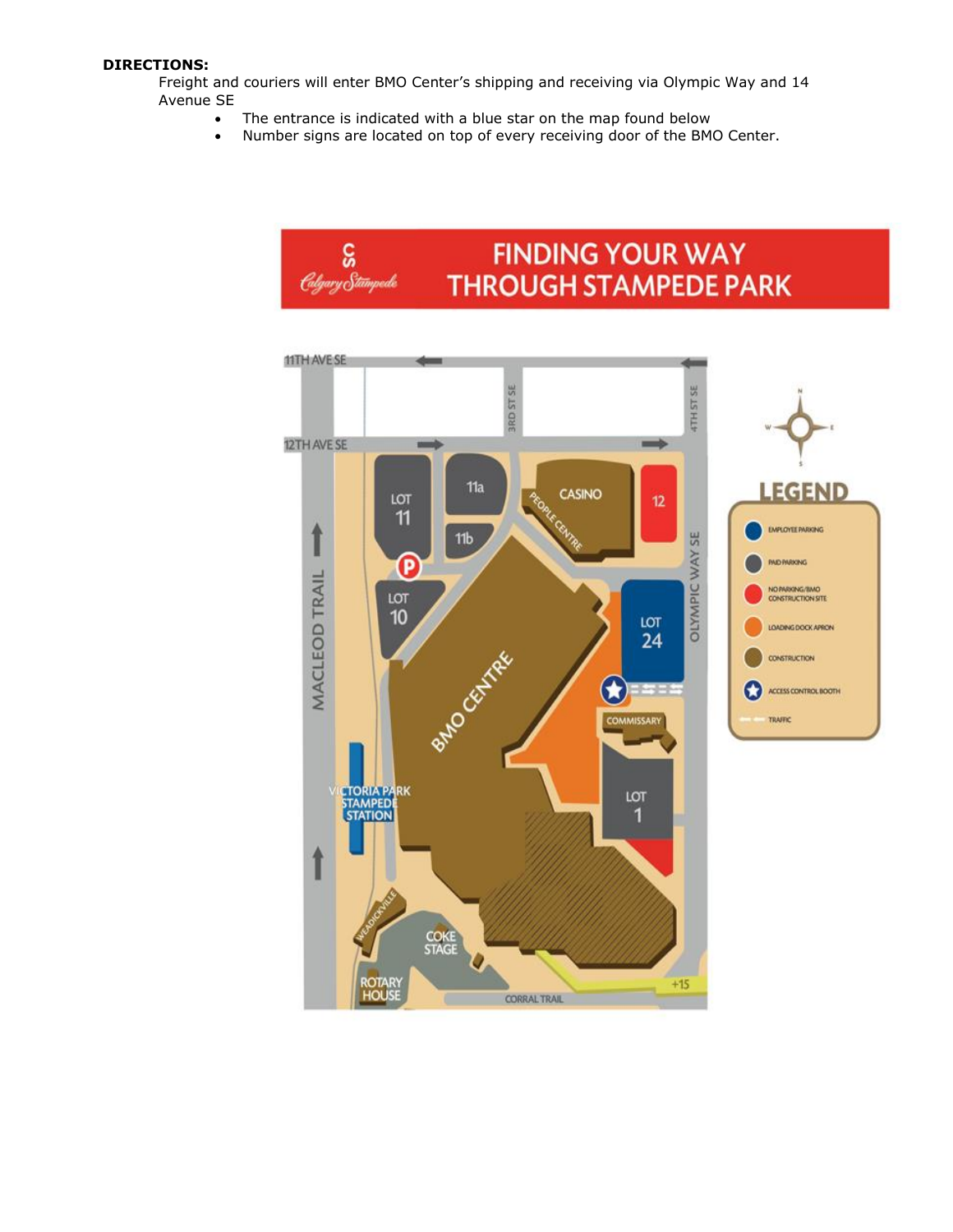**DIRECTIONS:**

Freight and couriers will enter BMO Center's shipping and receiving via Olympic Way and 14 Avenue SE

- The entrance is indicated with a blue star on the map found below
- Number signs are located on top of every receiving door of the BMO Center.

FINDING YOUR WAY THROUGH STAMPEDE PARK

Calgary Stampede

11TH AVE SE

12TH AVE SE

3RD ST SE

4TH ST SE

MACLEOD TRAIL

OLYMPIC WAY SE

LOT 11

11a

11b

CASINO

PEOPLE CENTRE

12

LOT 10

BMO CENTRE

LOT 24

COMMISSARY

LOT 1

VICTORIA PARK STAMPEDE STATION

WEADICKVILLE

COKE STAGE

ROTARY HOUSE

CORRAL TRAIL

+15

N

E

S

W

LEGEND

EMPLOYEE PARKING

PAID PARKING

NO PARKING/BMO CONSTRUCTION SITE

LOADING DOCK APRON

CONSTRUCTION

ACCESS CONTROL BOOTH

TRAFFIC